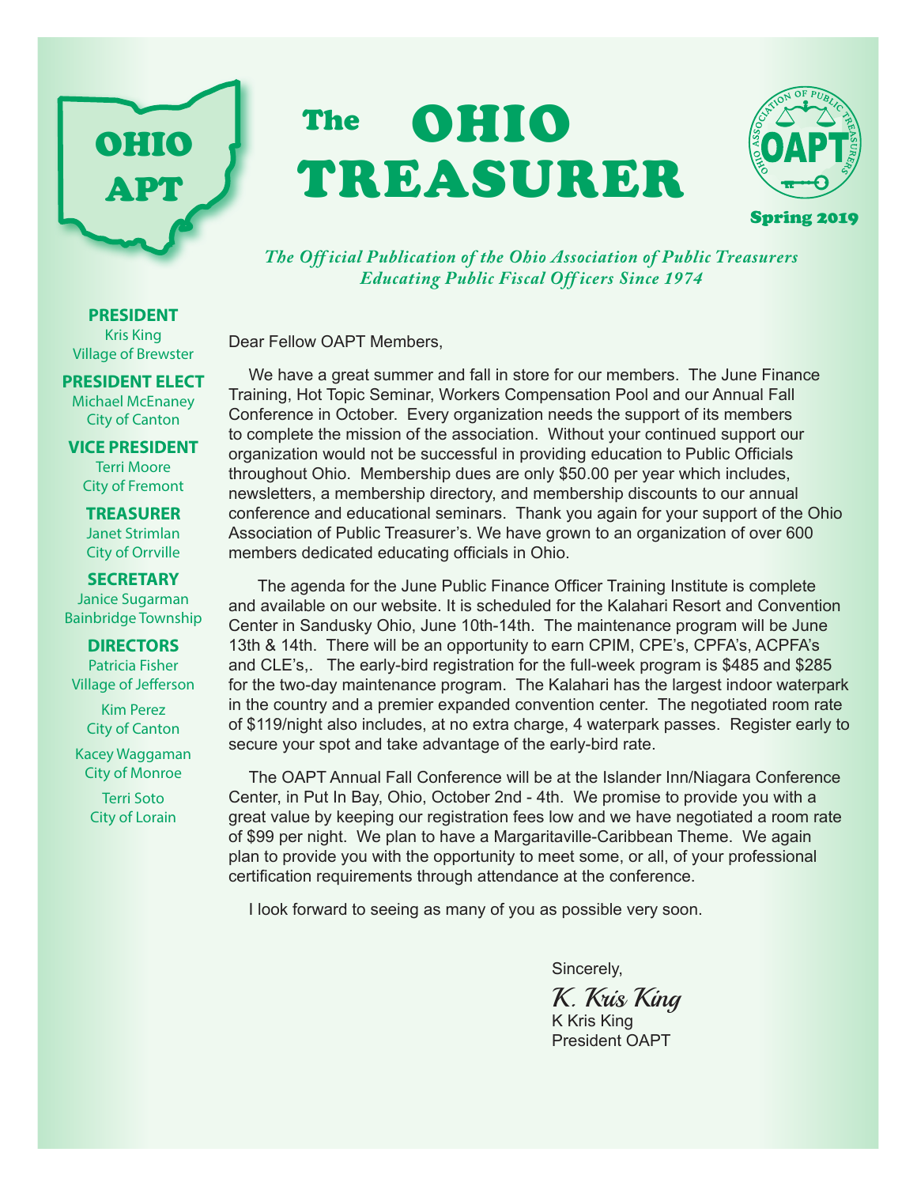# The OHIO TREASURER

OHIO APT

OHIO ASSOCIATION OF PUBLIC TREASURERS — OAPT

Spring 2019

*The Official Publication of the Ohio Association of Public Treasurers*
*Educating Public Fiscal Officers Since 1974*

**PRESIDENT**
Kris King
Village of Brewster

**PRESIDENT ELECT**
Michael McEnaney
City of Canton

**VICE PRESIDENT**
Terri Moore
City of Fremont

**TREASURER**
Janet Strimlan
City of Orrville

**SECRETARY**
Janice Sugarman
Bainbridge Township

**DIRECTORS**
Patricia Fisher
Village of Jefferson

Kim Perez
City of Canton

Kacey Waggaman
City of Monroe

Terri Soto
City of Lorain

Dear Fellow OAPT Members,

We have a great summer and fall in store for our members. The June Finance Training, Hot Topic Seminar, Workers Compensation Pool and our Annual Fall Conference in October. Every organization needs the support of its members to complete the mission of the association. Without your continued support our organization would not be successful in providing education to Public Officials throughout Ohio. Membership dues are only $50.00 per year which includes, newsletters, a membership directory, and membership discounts to our annual conference and educational seminars. Thank you again for your support of the Ohio Association of Public Treasurer's. We have grown to an organization of over 600 members dedicated educating officials in Ohio.

The agenda for the June Public Finance Officer Training Institute is complete and available on our website. It is scheduled for the Kalahari Resort and Convention Center in Sandusky Ohio, June 10th-14th. The maintenance program will be June 13th & 14th. There will be an opportunity to earn CPIM, CPE's, CPFA's, ACPFA's and CLE's,. The early-bird registration for the full-week program is $485 and $285 for the two-day maintenance program. The Kalahari has the largest indoor waterpark in the country and a premier expanded convention center. The negotiated room rate of $119/night also includes, at no extra charge, 4 waterpark passes. Register early to secure your spot and take advantage of the early-bird rate.

The OAPT Annual Fall Conference will be at the Islander Inn/Niagara Conference Center, in Put In Bay, Ohio, October 2nd - 4th. We promise to provide you with a great value by keeping our registration fees low and we have negotiated a room rate of $99 per night. We plan to have a Margaritaville-Caribbean Theme. We again plan to provide you with the opportunity to meet some, or all, of your professional certification requirements through attendance at the conference.

I look forward to seeing as many of you as possible very soon.

Sincerely,

*K. Kris King*
K Kris King
President OAPT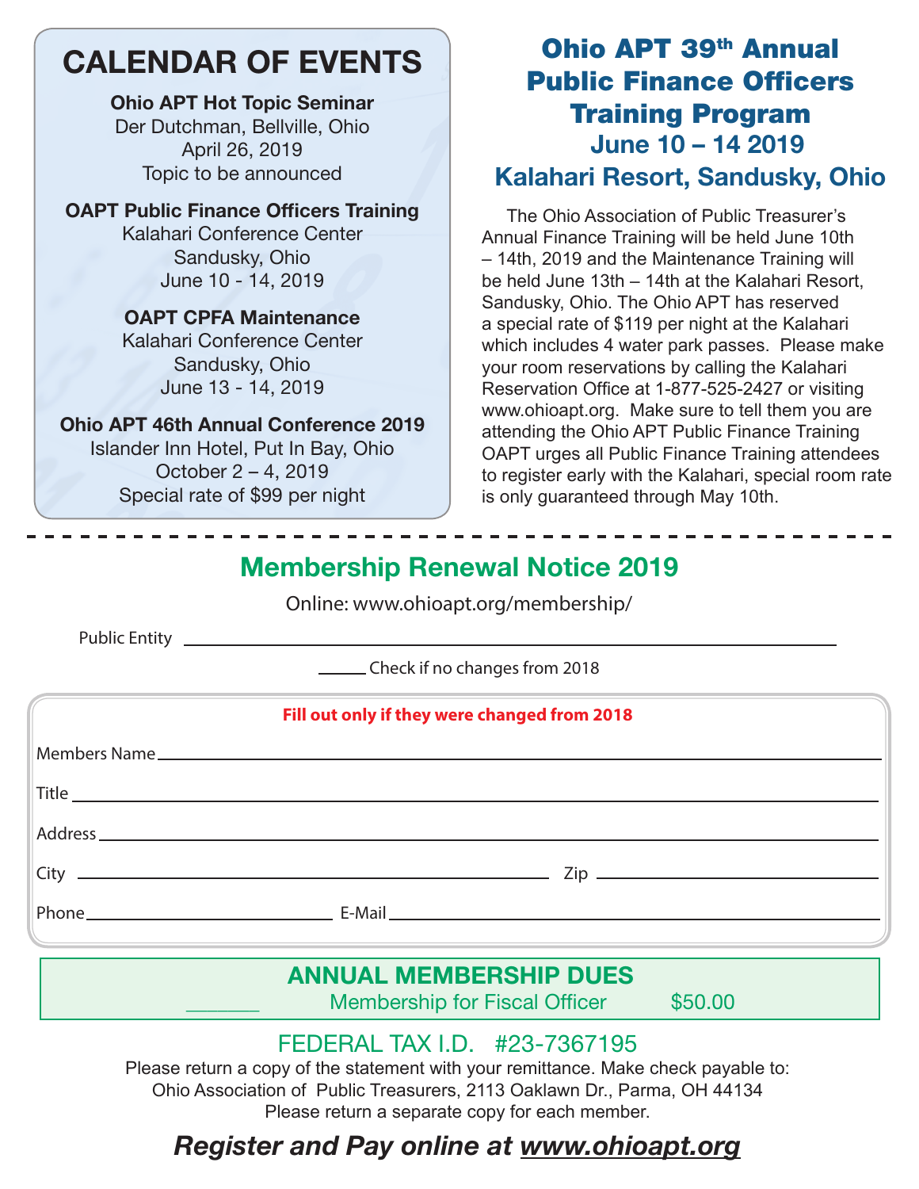## CALENDAR OF EVENTS

**Ohio APT Hot Topic Seminar**
Der Dutchman, Bellville, Ohio
April 26, 2019
Topic to be announced

**OAPT Public Finance Officers Training**
Kalahari Conference Center
Sandusky, Ohio
June 10 - 14, 2019

**OAPT CPFA Maintenance**
Kalahari Conference Center
Sandusky, Ohio
June 13 - 14, 2019

**Ohio APT 46th Annual Conference 2019**
Islander Inn Hotel, Put In Bay, Ohio
October 2 – 4, 2019
Special rate of $99 per night

## Ohio APT 39th Annual Public Finance Officers Training Program

### June 10 – 14 2019
### Kalahari Resort, Sandusky, Ohio

The Ohio Association of Public Treasurer's Annual Finance Training will be held June 10th – 14th, 2019 and the Maintenance Training will be held June 13th – 14th at the Kalahari Resort, Sandusky, Ohio. The Ohio APT has reserved a special rate of $119 per night at the Kalahari which includes 4 water park passes. Please make your room reservations by calling the Kalahari Reservation Office at 1-877-525-2427 or visiting www.ohioapt.org. Make sure to tell them you are attending the Ohio APT Public Finance Training OAPT urges all Public Finance Training attendees to register early with the Kalahari, special room rate is only guaranteed through May 10th.

---

## Membership Renewal Notice 2019

Online: www.ohioapt.org/membership/

Public Entity ____________________________________________

_____ Check if no changes from 2018

**Fill out only if they were changed from 2018**

Members Name ____________________________________________

Title ____________________________________________

Address ____________________________________________

City ______________________________ Zip ____________________

Phone ____________________ E-Mail ____________________________

### ANNUAL MEMBERSHIP DUES

_______ Membership for Fiscal Officer $50.00

FEDERAL TAX I.D. #23-7367195

Please return a copy of the statement with your remittance. Make check payable to:
Ohio Association of Public Treasurers, 2113 Oaklawn Dr., Parma, OH 44134
Please return a separate copy for each member.

***Register and Pay online at www.ohioapt.org***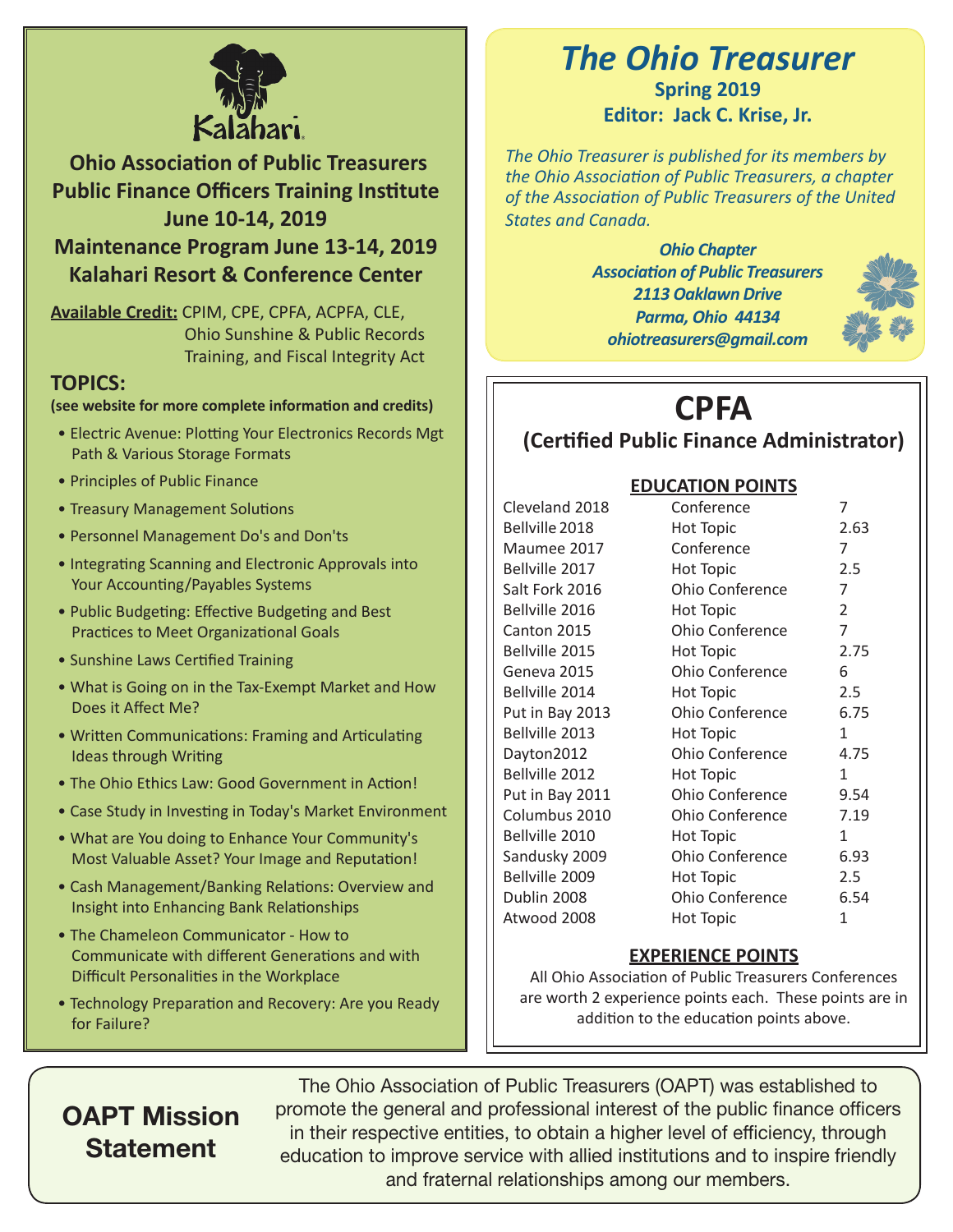Kalahari

## Ohio Association of Public Treasurers Public Finance Officers Training Institute June 10-14, 2019 Maintenance Program June 13-14, 2019 Kalahari Resort & Conference Center

**Available Credit:** CPIM, CPE, CPFA, ACPFA, CLE, Ohio Sunshine & Public Records Training, and Fiscal Integrity Act

### TOPICS:

**(see website for more complete information and credits)**

- Electric Avenue: Plotting Your Electronics Records Mgt Path & Various Storage Formats
- Principles of Public Finance
- Treasury Management Solutions
- Personnel Management Do's and Don'ts
- Integrating Scanning and Electronic Approvals into Your Accounting/Payables Systems
- Public Budgeting: Effective Budgeting and Best Practices to Meet Organizational Goals
- Sunshine Laws Certified Training
- What is Going on in the Tax-Exempt Market and How Does it Affect Me?
- Written Communications: Framing and Articulating Ideas through Writing
- The Ohio Ethics Law: Good Government in Action!
- Case Study in Investing in Today's Market Environment
- What are You doing to Enhance Your Community's Most Valuable Asset? Your Image and Reputation!
- Cash Management/Banking Relations: Overview and Insight into Enhancing Bank Relationships
- The Chameleon Communicator - How to Communicate with different Generations and with Difficult Personalities in the Workplace
- Technology Preparation and Recovery: Are you Ready for Failure?

# *The Ohio Treasurer*

**Spring 2019**

**Editor: Jack C. Krise, Jr.**

*The Ohio Treasurer is published for its members by the Ohio Association of Public Treasurers, a chapter of the Association of Public Treasurers of the United States and Canada.*

***Ohio Chapter***
***Association of Public Treasurers***
***2113 Oaklawn Drive***
***Parma, Ohio 44134***
***ohiotreasurers@gmail.com***

# CPFA

## (Certified Public Finance Administrator)

### EDUCATION POINTS

| | | |
|---|---|---|
| Cleveland 2018 | Conference | 7 |
| Bellville 2018 | Hot Topic | 2.63 |
| Maumee 2017 | Conference | 7 |
| Bellville 2017 | Hot Topic | 2.5 |
| Salt Fork 2016 | Ohio Conference | 7 |
| Bellville 2016 | Hot Topic | 2 |
| Canton 2015 | Ohio Conference | 7 |
| Bellville 2015 | Hot Topic | 2.75 |
| Geneva 2015 | Ohio Conference | 6 |
| Bellville 2014 | Hot Topic | 2.5 |
| Put in Bay 2013 | Ohio Conference | 6.75 |
| Bellville 2013 | Hot Topic | 1 |
| Dayton2012 | Ohio Conference | 4.75 |
| Bellville 2012 | Hot Topic | 1 |
| Put in Bay 2011 | Ohio Conference | 9.54 |
| Columbus 2010 | Ohio Conference | 7.19 |
| Bellville 2010 | Hot Topic | 1 |
| Sandusky 2009 | Ohio Conference | 6.93 |
| Bellville 2009 | Hot Topic | 2.5 |
| Dublin 2008 | Ohio Conference | 6.54 |
| Atwood 2008 | Hot Topic | 1 |

### EXPERIENCE POINTS

All Ohio Association of Public Treasurers Conferences are worth 2 experience points each. These points are in addition to the education points above.

## OAPT Mission Statement

The Ohio Association of Public Treasurers (OAPT) was established to promote the general and professional interest of the public finance officers in their respective entities, to obtain a higher level of efficiency, through education to improve service with allied institutions and to inspire friendly and fraternal relationships among our members.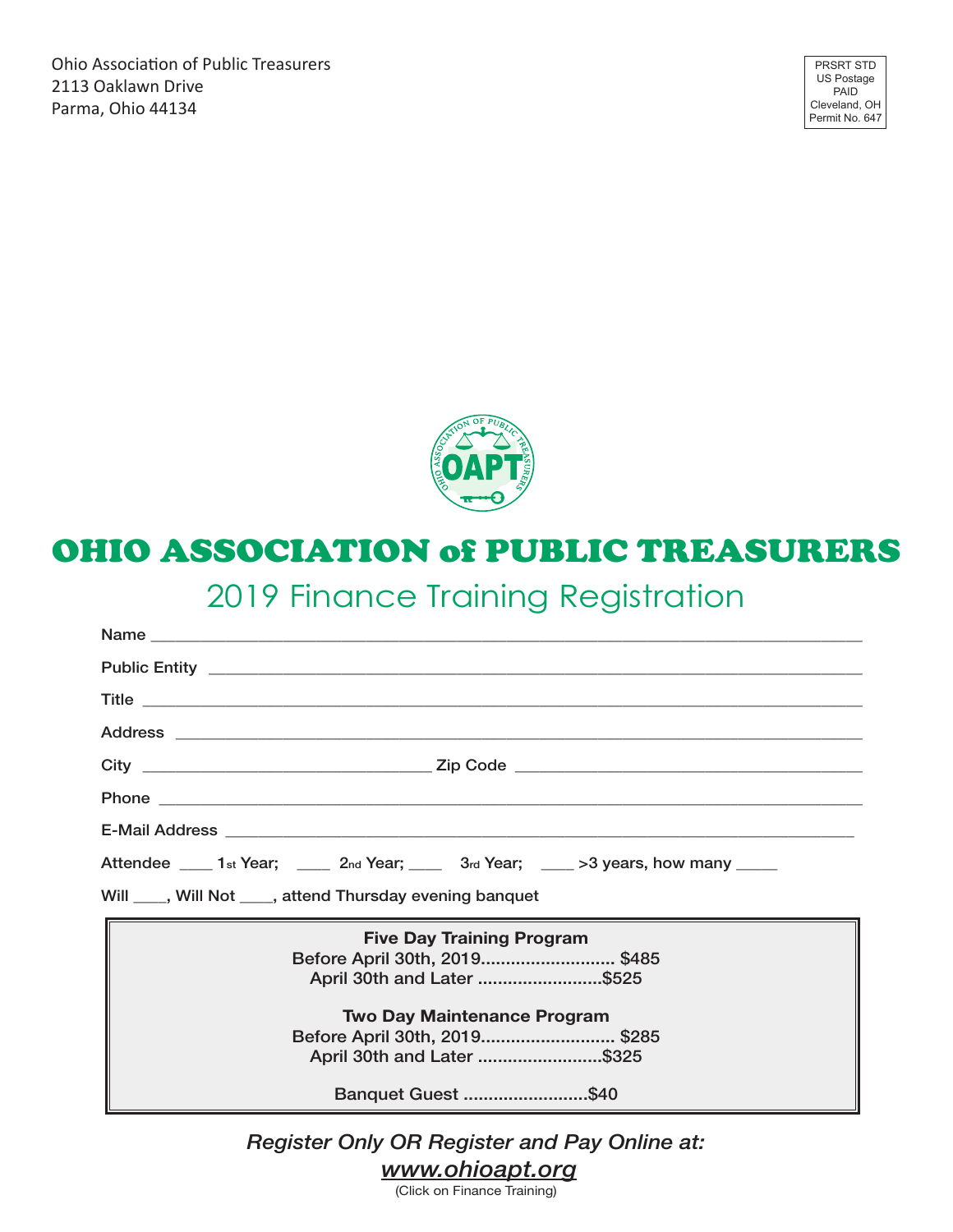Ohio Association of Public Treasurers
2113 Oaklawn Drive
Parma, Ohio 44134

PRSRT STD
US Postage
PAID
Cleveland, OH
Permit No. 647

# OHIO ASSOCIATION of PUBLIC TREASURERS

## 2019 Finance Training Registration

Name ______________________________________________________________________

Public Entity ________________________________________________________________

Title _______________________________________________________________________

Address ____________________________________________________________________

City _______________________________ Zip Code ___________________________________

Phone _____________________________________________________________________

E-Mail Address _______________________________________________________________

Attendee ____ 1st Year; ____ 2nd Year; ____ 3rd Year; ____ >3 years, how many _____

Will ____, Will Not ____, attend Thursday evening banquet

**Five Day Training Program**
Before April 30th, 2019........................... $485
April 30th and Later .........................$525

**Two Day Maintenance Program**
Before April 30th, 2019........................... $285
April 30th and Later .........................$325

Banquet Guest .........................$40

*Register Only OR Register and Pay Online at:*

***www.ohioapt.org***

(Click on Finance Training)